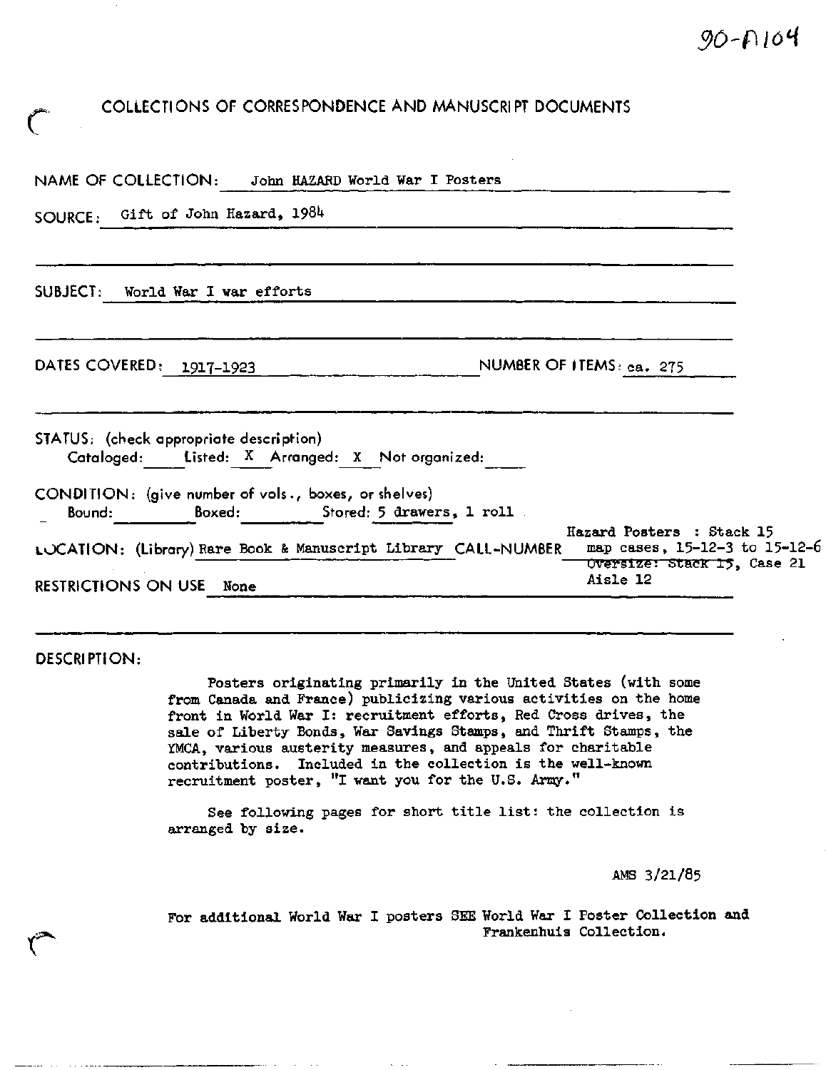90-A104

# COLLECTIONS OF CORRESPONDENCE AND MANUSCRIPT DOCUMENTS

NAME OF COLLECTION: John HAZARD World War I Posters

SOURCE: Gift of John Hazard, 1984

SUBJECT: World War I war efforts

DATES COVERED: 1917-1923 NUMBER OF ITEMS: ca. 275

STATUS: (check appropriate description)
Cataloged: ____ Listed: X Arranged: X Not organized: ____

CONDITION: (give number of vols., boxes, or shelves)
Bound: ____ Boxed: ____ Stored: 5 drawers, 1 roll

LOCATION: (Library) Rare Book & Manuscript Library CALL-NUMBER Hazard Posters : Stack 15 map cases, 15-12-3 to 15-12-6 ~~Oversize: Stack 15~~, Case 21 Aisle 12

RESTRICTIONS ON USE None

DESCRIPTION:

Posters originating primarily in the United States (with some from Canada and France) publicizing various activities on the home front in World War I: recruitment efforts, Red Cross drives, the sale of Liberty Bonds, War Savings Stamps, and Thrift Stamps, the YMCA, various austerity measures, and appeals for charitable contributions. Included in the collection is the well-known recruitment poster, "I want you for the U.S. Army."

See following pages for short title list: the collection is arranged by size.

AMS 3/21/85

For additional World War I posters SEE World War I Poster Collection and Frankenhuis Collection.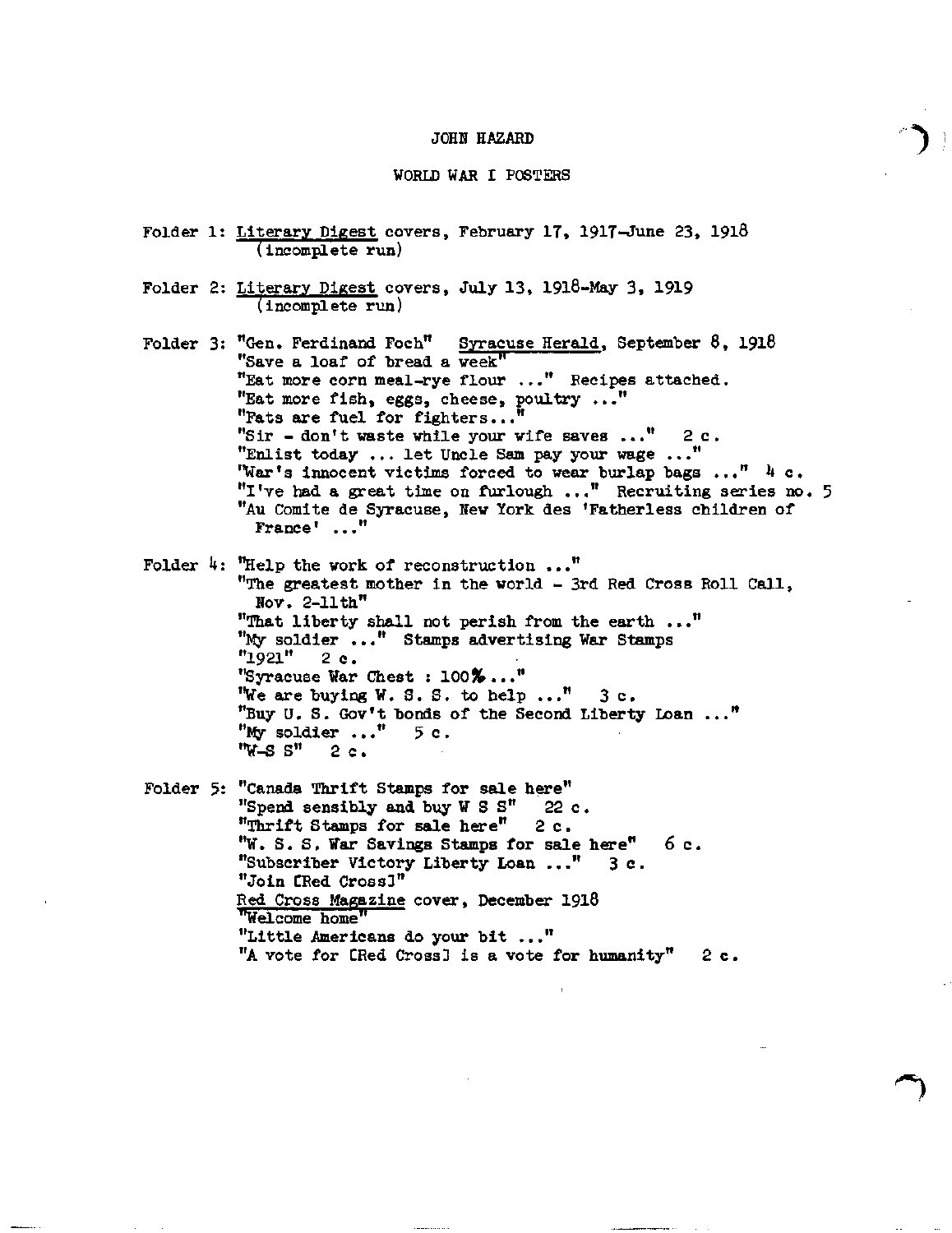# JOHN HAZARD

## WORLD WAR I POSTERS

Folder 1: Literary Digest covers, February 17, 1917–June 23, 1918 (incomplete run)

Folder 2: Literary Digest covers, July 13, 1918–May 3, 1919 (incomplete run)

Folder 3: "Gen. Ferdinand Foch" Syracuse Herald, September 8, 1918
- "Save a loaf of bread a week"
- "Eat more corn meal-rye flour ..." Recipes attached.
- "Eat more fish, eggs, cheese, poultry ..."
- "Fats are fuel for fighters..."
- "Sir - don't waste while your wife saves ..." 2 c.
- "Enlist today ... let Uncle Sam pay your wage ..."
- "War's innocent victims forced to wear burlap bags ..." 4 c.
- "I've had a great time on furlough ..." Recruiting series no. 5
- "Au Comite de Syracuse, New York des 'Fatherless children of France' ..."

Folder 4: "Help the work of reconstruction ..."
- "The greatest mother in the world - 3rd Red Cross Roll Call, Nov. 2-11th"
- "That liberty shall not perish from the earth ..."
- "My soldier ..." Stamps advertising War Stamps
- "1921" 2 c.
- "Syracuse War Chest : 100% ..."
- "We are buying W. S. S. to help ..." 3 c.
- "Buy U. S. Gov't bonds of the Second Liberty Loan ..."
- "My soldier ..." 5 c.
- "W-S S" 2 c.

Folder 5: "Canada Thrift Stamps for sale here"
- "Spend sensibly and buy W S S" 22 c.
- "Thrift Stamps for sale here" 2 c.
- "W. S. S. War Savings Stamps for sale here" 6 c.
- "Subscriber Victory Liberty Loan ..." 3 c.
- "Join [Red Cross]"
- Red Cross Magazine cover, December 1918
- "Welcome home"
- "Little Americans do your bit ..."
- "A vote for [Red Cross] is a vote for humanity" 2 c.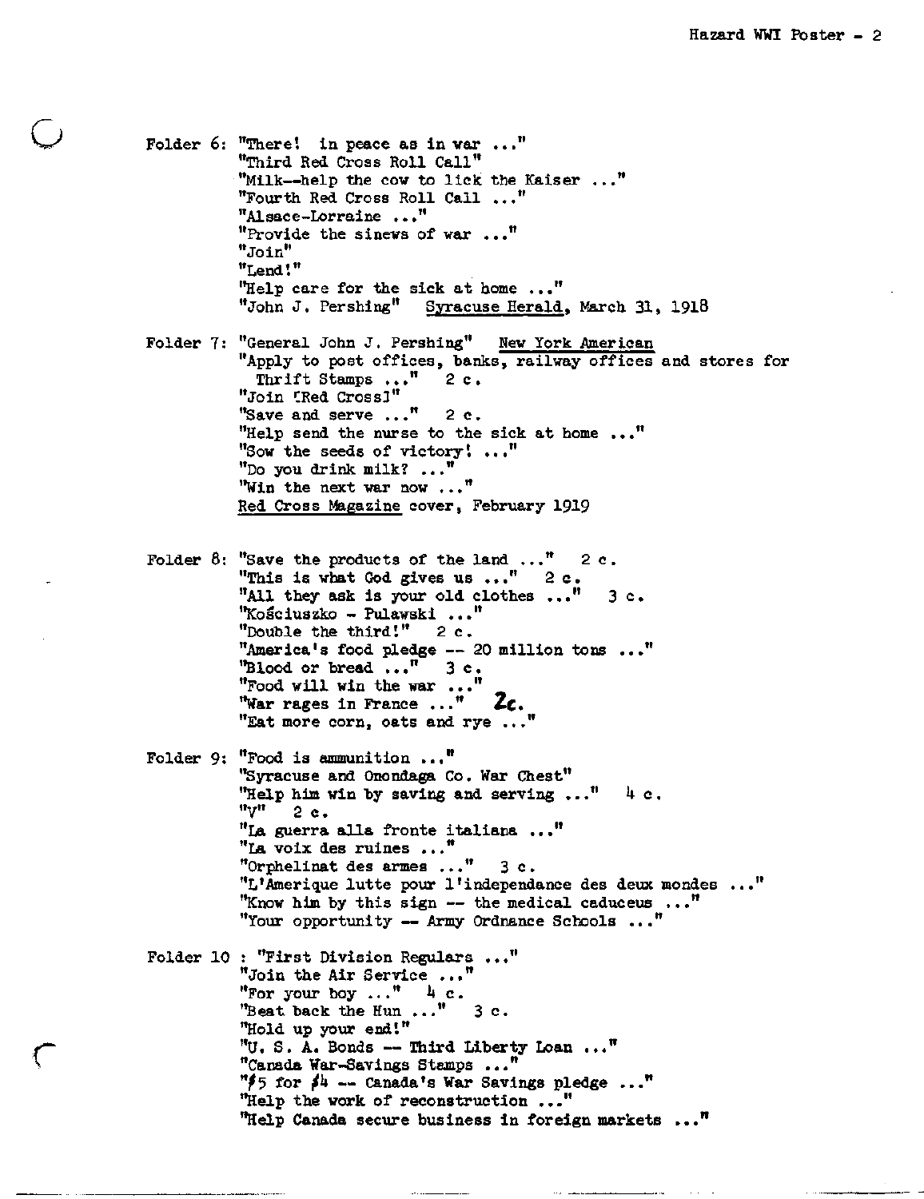Folder 6: "There! in peace as in war ..."
"Third Red Cross Roll Call"
"Milk--help the cow to lick the Kaiser ..."
"Fourth Red Cross Roll Call ..."
"Alsace-Lorraine ..."
"Provide the sinews of war ..."
"Join"
"Lend!"
"Help care for the sick at home ..."
"John J. Pershing" Syracuse Herald, March 31, 1918

Folder 7: "General John J. Pershing" New York American
"Apply to post offices, banks, railway offices and stores for Thrift Stamps ..." 2 c.
"Join [Red Cross]"
"Save and serve ..." 2 c.
"Help send the nurse to the sick at home ..."
"Sow the seeds of victory! ..."
"Do you drink milk? ..."
"Win the next war now ..."
Red Cross Magazine cover, February 1919

Folder 8: "Save the products of the land ..." 2 c.
"This is what God gives us ..." 2 c.
"All they ask is your old clothes ..." 3 c.
"Kościuszko - Pulawski ..."
"Double the third!" 2 c.
"America's food pledge -- 20 million tons ..."
"Blood or bread ..." 3 c.
"Food will win the war ..."
"War rages in France ..." 2c.
"Eat more corn, oats and rye ..."

Folder 9: "Food is ammunition ..."
"Syracuse and Onondaga Co. War Chest"
"Help him win by saving and serving ..." 4 c.
"V" 2 c.
"La guerra alla fronte italiana ..."
"La voix des ruines ..."
"Orphelinat des armes ..." 3 c.
"L'Amerique lutte pour l'independance des deux mondes ..."
"Know him by this sign -- the medical caduceus ..."
"Your opportunity -- Army Ordnance Schools ..."

Folder 10 : "First Division Regulars ..."
"Join the Air Service ..."
"For your boy ..." 4 c.
"Beat back the Hun ..." 3 c.
"Hold up your end!"
"U. S. A. Bonds -- Third Liberty Loan ..."
"Canada War-Savings Stamps ..."
"$5 for $4 -- Canada's War Savings pledge ..."
"Help the work of reconstruction ..."
"Help Canada secure business in foreign markets ..."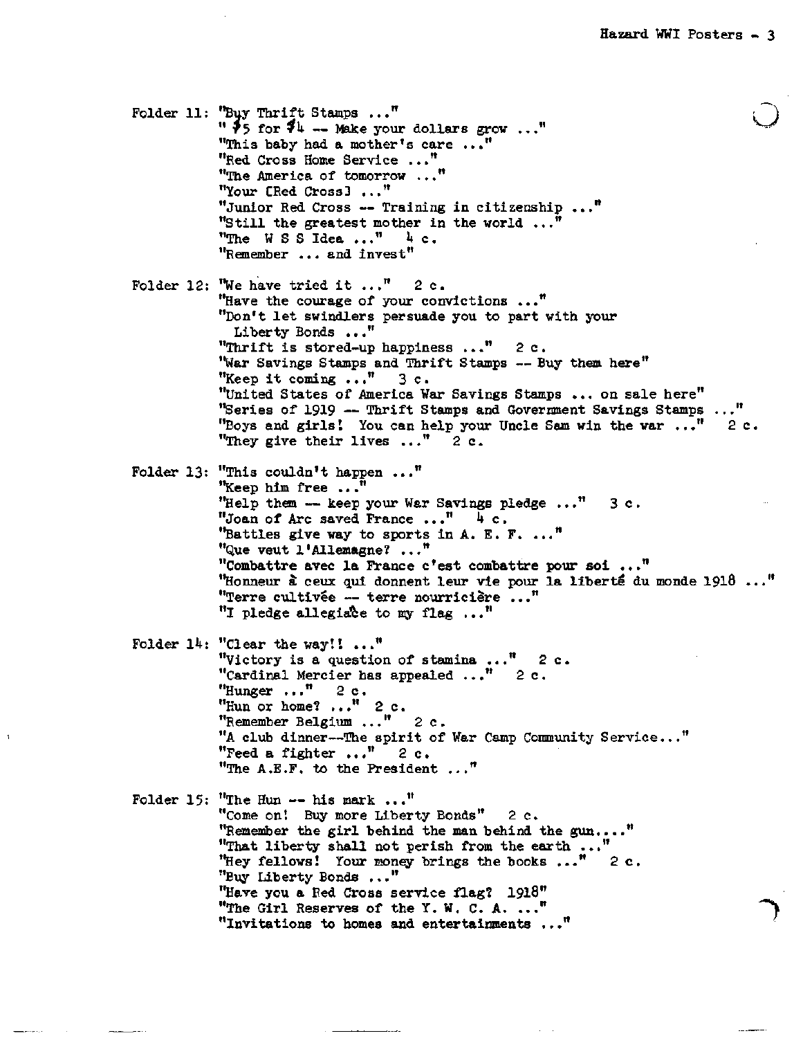Folder 11: "Buy Thrift Stamps ..."
"$5 for $4 -- Make your dollars grow ..."
"This baby had a mother's care ..."
"Red Cross Home Service ..."
"The America of tomorrow ..."
"Your [Red Cross] ..."
"Junior Red Cross -- Training in citizenship ..."
"Still the greatest mother in the world ..."
"The W S S Idea ..." 4 c.
"Remember ... and invest"

Folder 12: "We have tried it ..." 2 c.
"Have the courage of your convictions ..."
"Don't let swindlers persuade you to part with your Liberty Bonds ..."
"Thrift is stored-up happiness ..." 2 c.
"War Savings Stamps and Thrift Stamps -- Buy them here"
"Keep it coming ..." 3 c.
"United States of America War Savings Stamps ... on sale here"
"Series of 1919 -- Thrift Stamps and Government Savings Stamps ..."
"Boys and girls! You can help your Uncle Sam win the war ..." 2 c.
"They give their lives ..." 2 c.

Folder 13: "This couldn't happen ..."
"Keep him free ..."
"Help them -- keep your War Savings pledge ..." 3 c.
"Joan of Arc saved France ..." 4 c.
"Battles give way to sports in A. E. F. ..."
"Que veut l'Allemagne? ..."
"Combattre avec la France c'est combattre pour soi ..."
"Honneur à ceux qui donnent leur vie pour la liberté du monde 1918 ..."
"Terre cultivée -- terre nourricière ..."
"I pledge allegiance to my flag ..."

Folder 14: "Clear the way!! ..."
"Victory is a question of stamina ..." 2 c.
"Cardinal Mercier has appealed ..." 2 c.
"Hunger ..." 2 c.
"Hun or home? ..." 2 c.
"Remember Belgium ..." 2 c.
"A club dinner--The spirit of War Camp Community Service..."
"Feed a fighter ..." 2 c.
"The A.E.F. to the President ..."

Folder 15: "The Hun -- his mark ..."
"Come on! Buy more Liberty Bonds" 2 c.
"Remember the girl behind the man behind the gun...."
"That liberty shall not perish from the earth ..."
"Hey fellows! Your money brings the books ..." 2 c.
"Buy Liberty Bonds ..."
"Have you a Red Cross service flag? 1918"
"The Girl Reserves of the Y. W. C. A. ..."
"Invitations to homes and entertainments ..."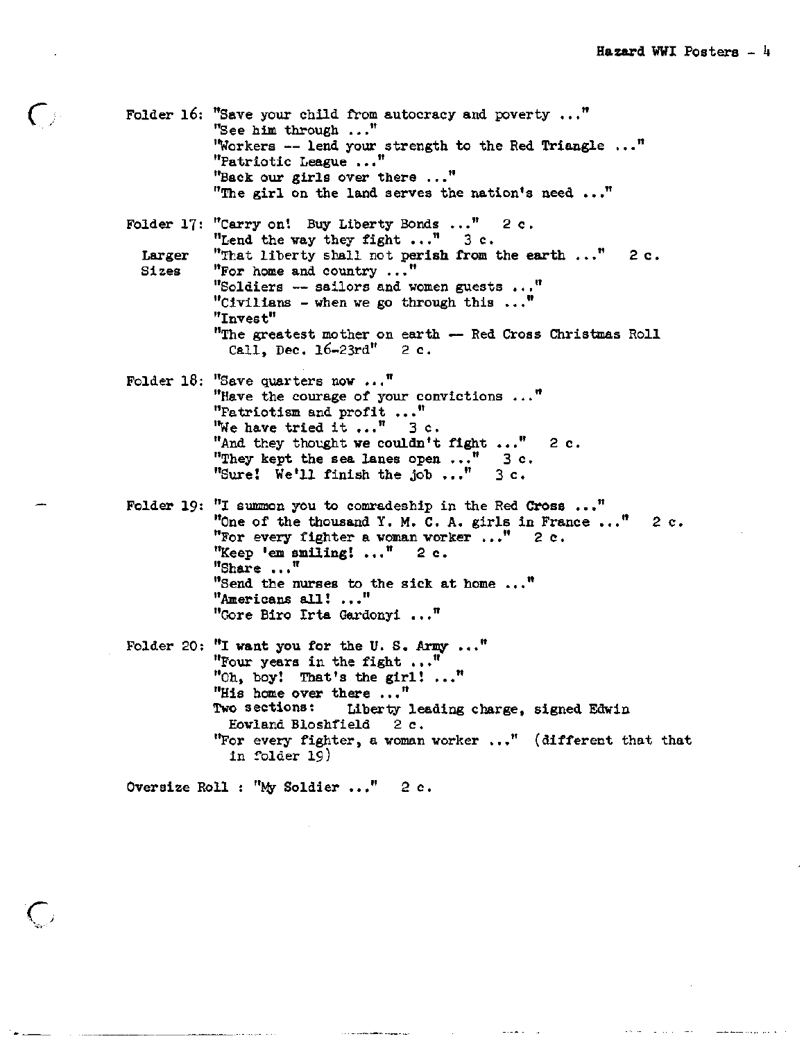Folder 16: "Save your child from autocracy and poverty ..."
"See him through ..."
"Workers -- lend your strength to the Red Triangle ..."
"Patriotic League ..."
"Back our girls over there ..."
"The girl on the land serves the nation's need ..."

Folder 17: "Carry on! Buy Liberty Bonds ..." 2 c.
"Lend the way they fight ..." 3 c.
Larger Sizes
"That liberty shall not perish from the earth ..." 2 c.
"For home and country ..."
"Soldiers -- sailors and women guests ..."
"Civilians - when we go through this ..."
"Invest"
"The greatest mother on earth -- Red Cross Christmas Roll Call, Dec. 16-23rd" 2 c.

Folder 18: "Save quarters now ..."
"Have the courage of your convictions ..."
"Patriotism and profit ..."
"We have tried it ..." 3 c.
"And they thought we couldn't fight ..." 2 c.
"They kept the sea lanes open ..." 3 c.
"Sure! We'll finish the job ..." 3 c.

Folder 19: "I summon you to comradeship in the Red Cross ..."
"One of the thousand Y. M. C. A. girls in France ..." 2 c.
"For every fighter a woman worker ..." 2 c.
"Keep 'em smiling! ..." 2 c.
"Share ..."
"Send the nurses to the sick at home ..."
"Americans all! ..."
"Gore Biro Irta Gardonyi ..."

Folder 20: "I want you for the U. S. Army ..."
"Four years in the fight ..."
"Oh, boy! That's the girl! ..."
"His home over there ..."
Two sections: Liberty leading charge, signed Edwin Eowland Bloshfield 2 c.
"For every fighter, a woman worker ..." (different that that in folder 19)

Oversize Roll : "My Soldier ..." 2 c.